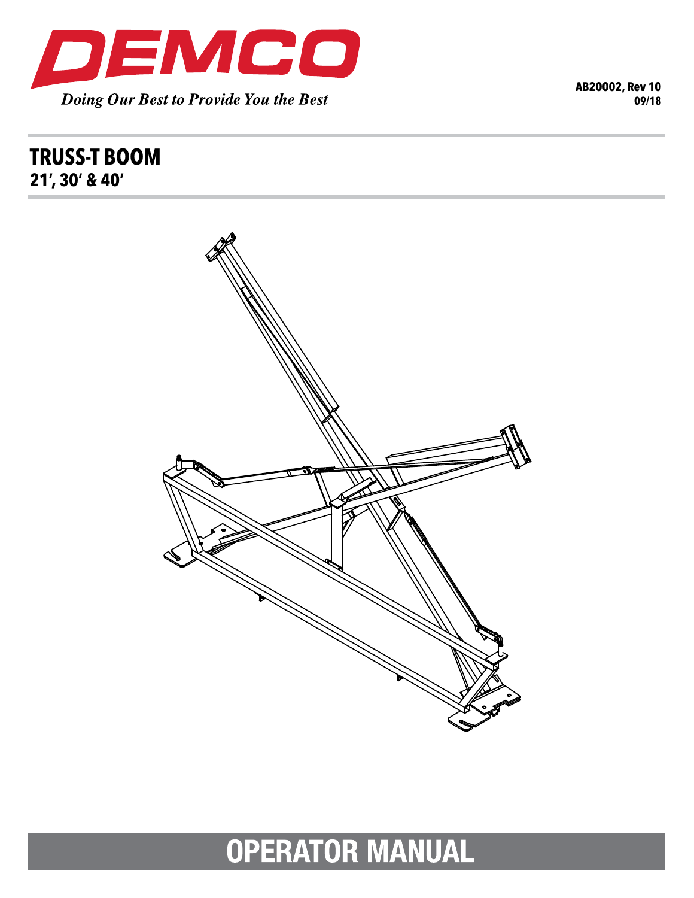DEMCO

*Doing Our Best to Provide You the Best*

**AB20002, Rev 10**
**09/18**

# TRUSS-T BOOM
## 21', 30' & 40'

# OPERATOR MANUAL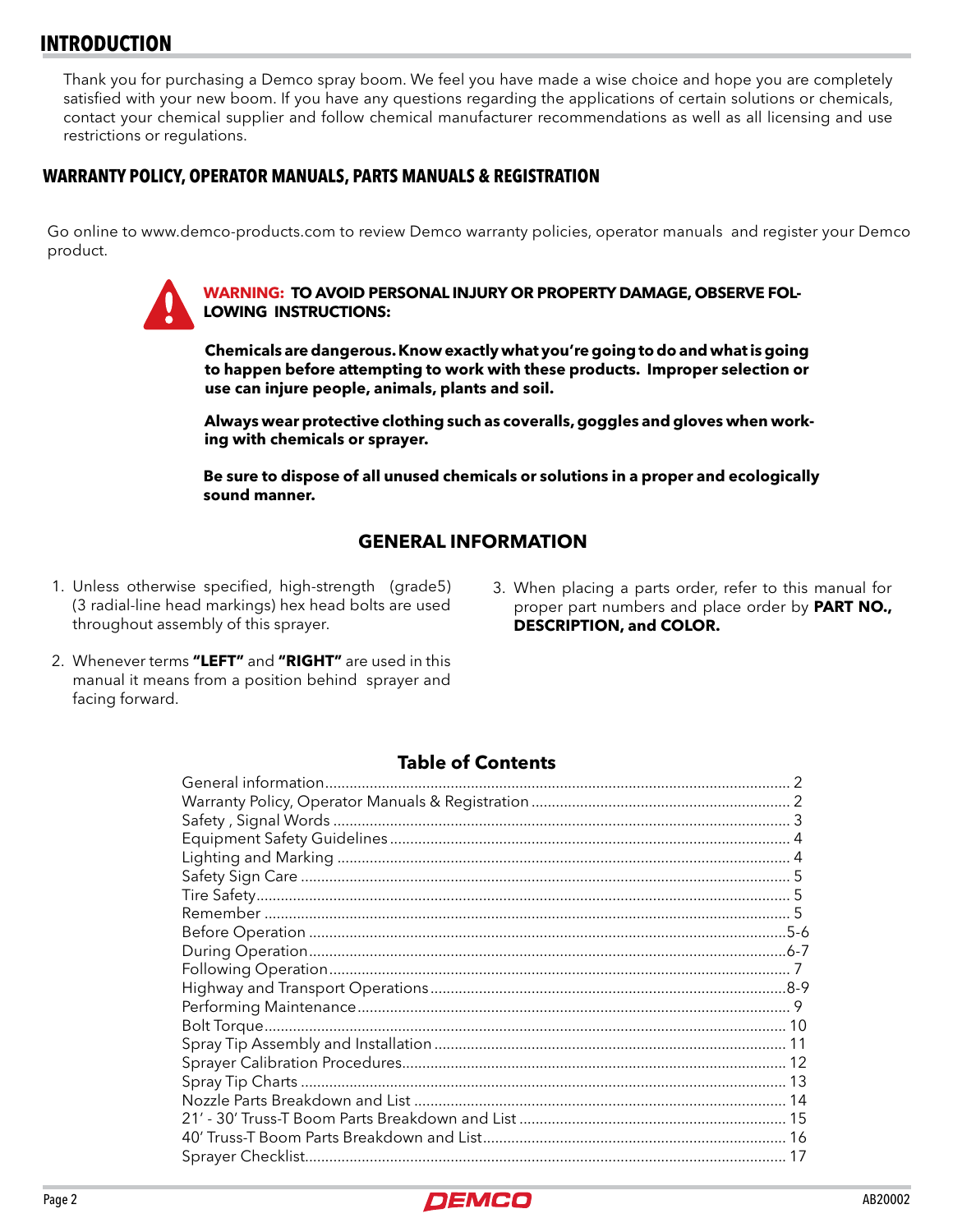## INTRODUCTION

Thank you for purchasing a Demco spray boom. We feel you have made a wise choice and hope you are completely satisfied with your new boom. If you have any questions regarding the applications of certain solutions or chemicals, contact your chemical supplier and follow chemical manufacturer recommendations as well as all licensing and use restrictions or regulations.

### WARRANTY POLICY, OPERATOR MANUALS, PARTS MANUALS & REGISTRATION

Go online to www.demco-products.com to review Demco warranty policies, operator manuals and register your Demco product.

**WARNING: TO AVOID PERSONAL INJURY OR PROPERTY DAMAGE, OBSERVE FOLLOWING INSTRUCTIONS:**

**Chemicals are dangerous. Know exactly what you're going to do and what is going to happen before attempting to work with these products. Improper selection or use can injure people, animals, plants and soil.**

**Always wear protective clothing such as coveralls, goggles and gloves when working with chemicals or sprayer.**

**Be sure to dispose of all unused chemicals or solutions in a proper and ecologically sound manner.**

### GENERAL INFORMATION

1. Unless otherwise specified, high-strength (grade5) (3 radial-line head markings) hex head bolts are used throughout assembly of this sprayer.
2. Whenever terms **"LEFT"** and **"RIGHT"** are used in this manual it means from a position behind sprayer and facing forward.
3. When placing a parts order, refer to this manual for proper part numbers and place order by **PART NO., DESCRIPTION, and COLOR.**

### Table of Contents

| Section | Page |
|---|---|
| General information | 2 |
| Warranty Policy, Operator Manuals & Registration | 2 |
| Safety , Signal Words | 3 |
| Equipment Safety Guidelines | 4 |
| Lighting and Marking | 4 |
| Safety Sign Care | 5 |
| Tire Safety | 5 |
| Remember | 5 |
| Before Operation | 5-6 |
| During Operation | 6-7 |
| Following Operation | 7 |
| Highway and Transport Operations | 8-9 |
| Performing Maintenance | 9 |
| Bolt Torque | 10 |
| Spray Tip Assembly and Installation | 11 |
| Sprayer Calibration Procedures | 12 |
| Spray Tip Charts | 13 |
| Nozzle Parts Breakdown and List | 14 |
| 21' - 30' Truss-T Boom Parts Breakdown and List | 15 |
| 40' Truss-T Boom Parts Breakdown and List | 16 |
| Sprayer Checklist | 17 |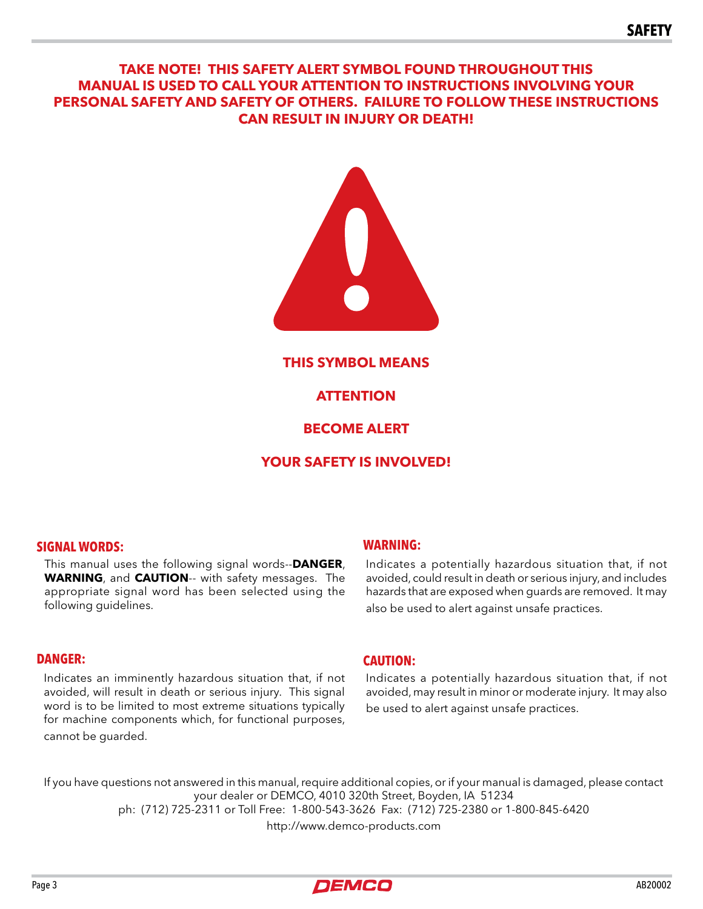# SAFETY

**TAKE NOTE! THIS SAFETY ALERT SYMBOL FOUND THROUGHOUT THIS MANUAL IS USED TO CALL YOUR ATTENTION TO INSTRUCTIONS INVOLVING YOUR PERSONAL SAFETY AND SAFETY OF OTHERS. FAILURE TO FOLLOW THESE INSTRUCTIONS CAN RESULT IN INJURY OR DEATH!**

**THIS SYMBOL MEANS**

**ATTENTION**

**BECOME ALERT**

**YOUR SAFETY IS INVOLVED!**

### SIGNAL WORDS:

This manual uses the following signal words--**DANGER**, **WARNING**, and **CAUTION**-- with safety messages. The appropriate signal word has been selected using the following guidelines.

### DANGER:

Indicates an imminently hazardous situation that, if not avoided, will result in death or serious injury. This signal word is to be limited to most extreme situations typically for machine components which, for functional purposes, cannot be guarded.

### WARNING:

Indicates a potentially hazardous situation that, if not avoided, could result in death or serious injury, and includes hazards that are exposed when guards are removed. It may also be used to alert against unsafe practices.

### CAUTION:

Indicates a potentially hazardous situation that, if not avoided, may result in minor or moderate injury. It may also be used to alert against unsafe practices.

If you have questions not answered in this manual, require additional copies, or if your manual is damaged, please contact your dealer or DEMCO, 4010 320th Street, Boyden, IA 51234
ph: (712) 725-2311 or Toll Free: 1-800-543-3626 Fax: (712) 725-2380 or 1-800-845-6420
http://www.demco-products.com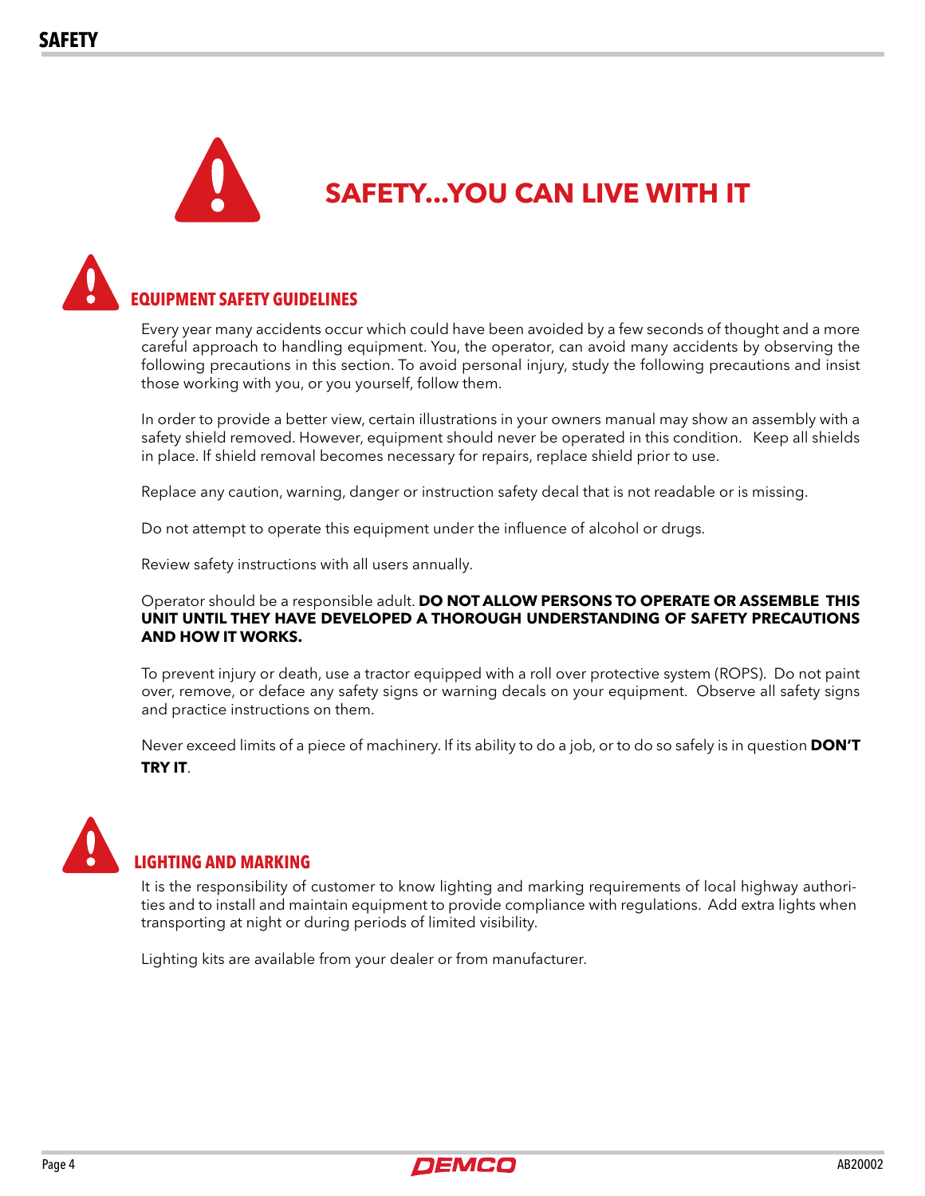# SAFETY...YOU CAN LIVE WITH IT

## EQUIPMENT SAFETY GUIDELINES

Every year many accidents occur which could have been avoided by a few seconds of thought and a more careful approach to handling equipment. You, the operator, can avoid many accidents by observing the following precautions in this section. To avoid personal injury, study the following precautions and insist those working with you, or you yourself, follow them.

In order to provide a better view, certain illustrations in your owners manual may show an assembly with a safety shield removed. However, equipment should never be operated in this condition. Keep all shields in place. If shield removal becomes necessary for repairs, replace shield prior to use.

Replace any caution, warning, danger or instruction safety decal that is not readable or is missing.

Do not attempt to operate this equipment under the influence of alcohol or drugs.

Review safety instructions with all users annually.

Operator should be a responsible adult. **DO NOT ALLOW PERSONS TO OPERATE OR ASSEMBLE THIS UNIT UNTIL THEY HAVE DEVELOPED A THOROUGH UNDERSTANDING OF SAFETY PRECAUTIONS AND HOW IT WORKS.**

To prevent injury or death, use a tractor equipped with a roll over protective system (ROPS). Do not paint over, remove, or deface any safety signs or warning decals on your equipment. Observe all safety signs and practice instructions on them.

Never exceed limits of a piece of machinery. If its ability to do a job, or to do so safely is in question **DON'T TRY IT**.

## LIGHTING AND MARKING

It is the responsibility of customer to know lighting and marking requirements of local highway authorities and to install and maintain equipment to provide compliance with regulations. Add extra lights when transporting at night or during periods of limited visibility.

Lighting kits are available from your dealer or from manufacturer.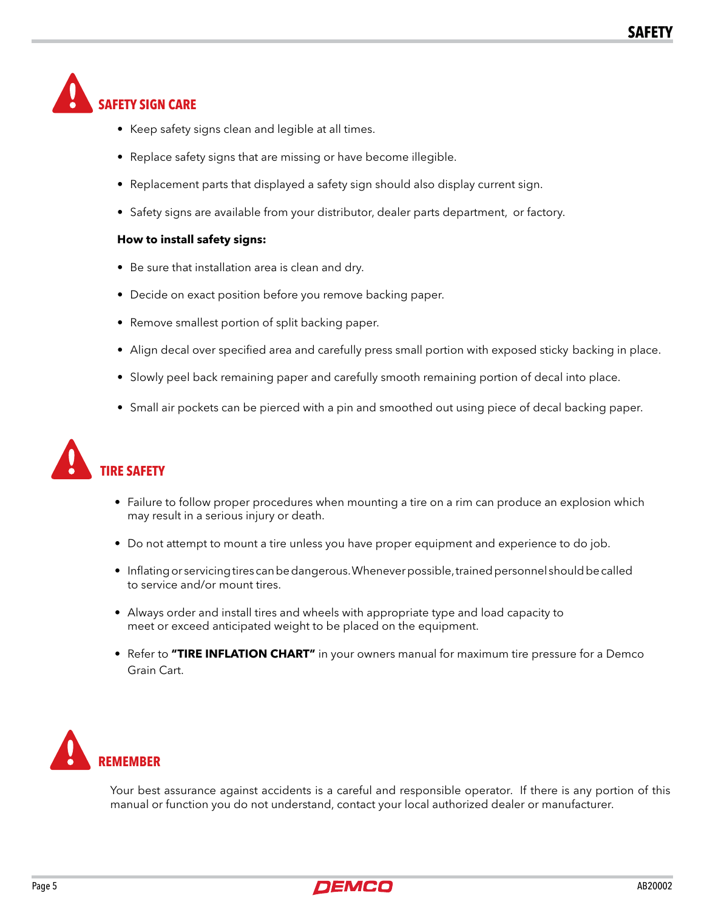## SAFETY SIGN CARE

- Keep safety signs clean and legible at all times.
- Replace safety signs that are missing or have become illegible.
- Replacement parts that displayed a safety sign should also display current sign.
- Safety signs are available from your distributor, dealer parts department, or factory.

**How to install safety signs:**

- Be sure that installation area is clean and dry.
- Decide on exact position before you remove backing paper.
- Remove smallest portion of split backing paper.
- Align decal over specified area and carefully press small portion with exposed sticky backing in place.
- Slowly peel back remaining paper and carefully smooth remaining portion of decal into place.
- Small air pockets can be pierced with a pin and smoothed out using piece of decal backing paper.

## TIRE SAFETY

- Failure to follow proper procedures when mounting a tire on a rim can produce an explosion which may result in a serious injury or death.
- Do not attempt to mount a tire unless you have proper equipment and experience to do job.
- Inflating or servicing tires can be dangerous. Whenever possible, trained personnel should be called to service and/or mount tires.
- Always order and install tires and wheels with appropriate type and load capacity to meet or exceed anticipated weight to be placed on the equipment.
- Refer to **"TIRE INFLATION CHART"** in your owners manual for maximum tire pressure for a Demco Grain Cart.

## REMEMBER

Your best assurance against accidents is a careful and responsible operator. If there is any portion of this manual or function you do not understand, contact your local authorized dealer or manufacturer.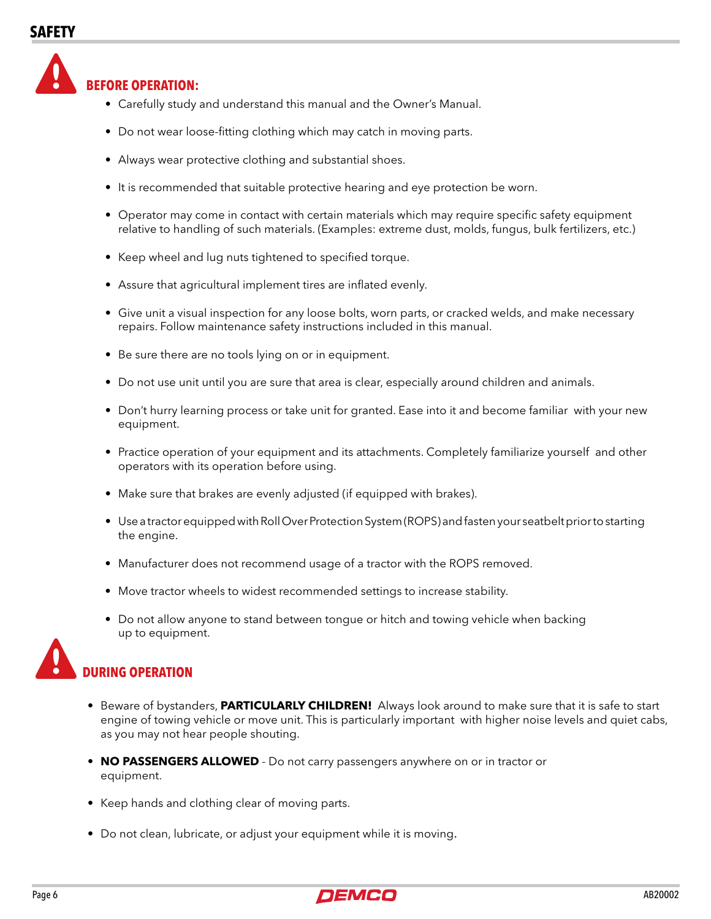# SAFETY

## BEFORE OPERATION:

- Carefully study and understand this manual and the Owner's Manual.
- Do not wear loose-fitting clothing which may catch in moving parts.
- Always wear protective clothing and substantial shoes.
- It is recommended that suitable protective hearing and eye protection be worn.
- Operator may come in contact with certain materials which may require specific safety equipment relative to handling of such materials. (Examples: extreme dust, molds, fungus, bulk fertilizers, etc.)
- Keep wheel and lug nuts tightened to specified torque.
- Assure that agricultural implement tires are inflated evenly.
- Give unit a visual inspection for any loose bolts, worn parts, or cracked welds, and make necessary repairs. Follow maintenance safety instructions included in this manual.
- Be sure there are no tools lying on or in equipment.
- Do not use unit until you are sure that area is clear, especially around children and animals.
- Don't hurry learning process or take unit for granted. Ease into it and become familiar with your new equipment.
- Practice operation of your equipment and its attachments. Completely familiarize yourself and other operators with its operation before using.
- Make sure that brakes are evenly adjusted (if equipped with brakes).
- Use a tractor equipped with Roll Over Protection System (ROPS) and fasten your seatbelt prior to starting the engine.
- Manufacturer does not recommend usage of a tractor with the ROPS removed.
- Move tractor wheels to widest recommended settings to increase stability.
- Do not allow anyone to stand between tongue or hitch and towing vehicle when backing up to equipment.

## DURING OPERATION

- Beware of bystanders, **PARTICULARLY CHILDREN!** Always look around to make sure that it is safe to start engine of towing vehicle or move unit. This is particularly important with higher noise levels and quiet cabs, as you may not hear people shouting.
- **NO PASSENGERS ALLOWED** - Do not carry passengers anywhere on or in tractor or equipment.
- Keep hands and clothing clear of moving parts.
- Do not clean, lubricate, or adjust your equipment while it is moving.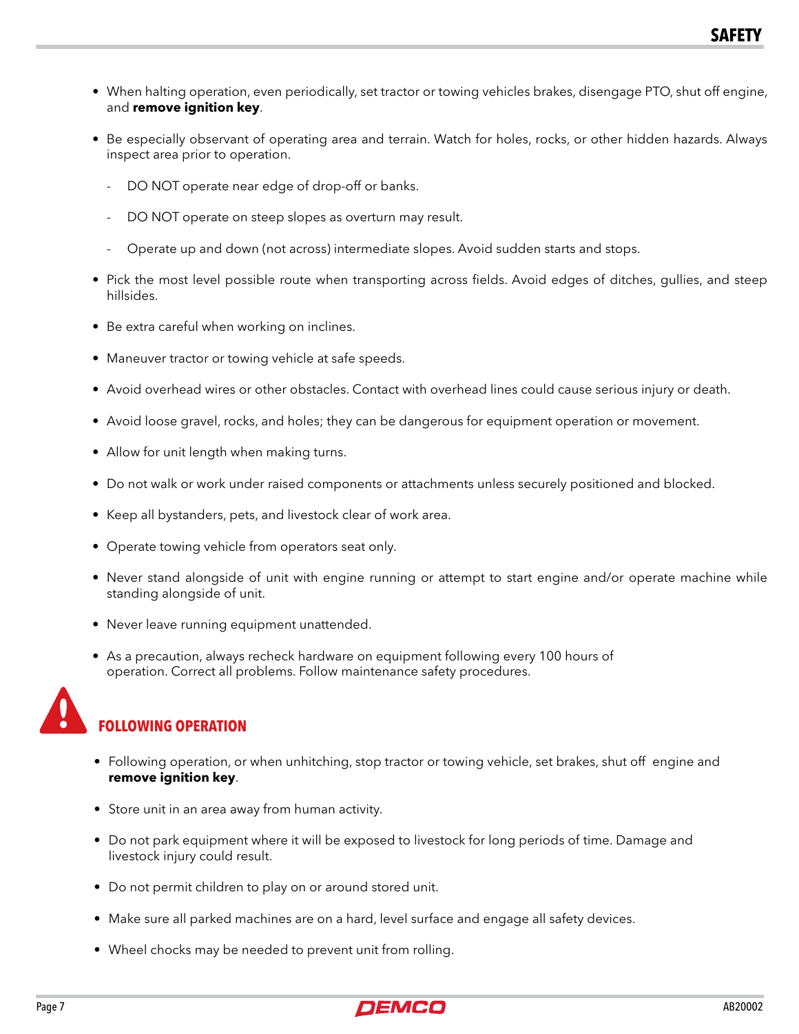- When halting operation, even periodically, set tractor or towing vehicles brakes, disengage PTO, shut off engine, and **remove ignition key**.
- Be especially observant of operating area and terrain. Watch for holes, rocks, or other hidden hazards. Always inspect area prior to operation.
  - DO NOT operate near edge of drop-off or banks.
  - DO NOT operate on steep slopes as overturn may result.
  - Operate up and down (not across) intermediate slopes. Avoid sudden starts and stops.
- Pick the most level possible route when transporting across fields. Avoid edges of ditches, gullies, and steep hillsides.
- Be extra careful when working on inclines.
- Maneuver tractor or towing vehicle at safe speeds.
- Avoid overhead wires or other obstacles. Contact with overhead lines could cause serious injury or death.
- Avoid loose gravel, rocks, and holes; they can be dangerous for equipment operation or movement.
- Allow for unit length when making turns.
- Do not walk or work under raised components or attachments unless securely positioned and blocked.
- Keep all bystanders, pets, and livestock clear of work area.
- Operate towing vehicle from operators seat only.
- Never stand alongside of unit with engine running or attempt to start engine and/or operate machine while standing alongside of unit.
- Never leave running equipment unattended.
- As a precaution, always recheck hardware on equipment following every 100 hours of operation. Correct all problems. Follow maintenance safety procedures.

## FOLLOWING OPERATION

- Following operation, or when unhitching, stop tractor or towing vehicle, set brakes, shut off engine and **remove ignition key**.
- Store unit in an area away from human activity.
- Do not park equipment where it will be exposed to livestock for long periods of time. Damage and livestock injury could result.
- Do not permit children to play on or around stored unit.
- Make sure all parked machines are on a hard, level surface and engage all safety devices.
- Wheel chocks may be needed to prevent unit from rolling.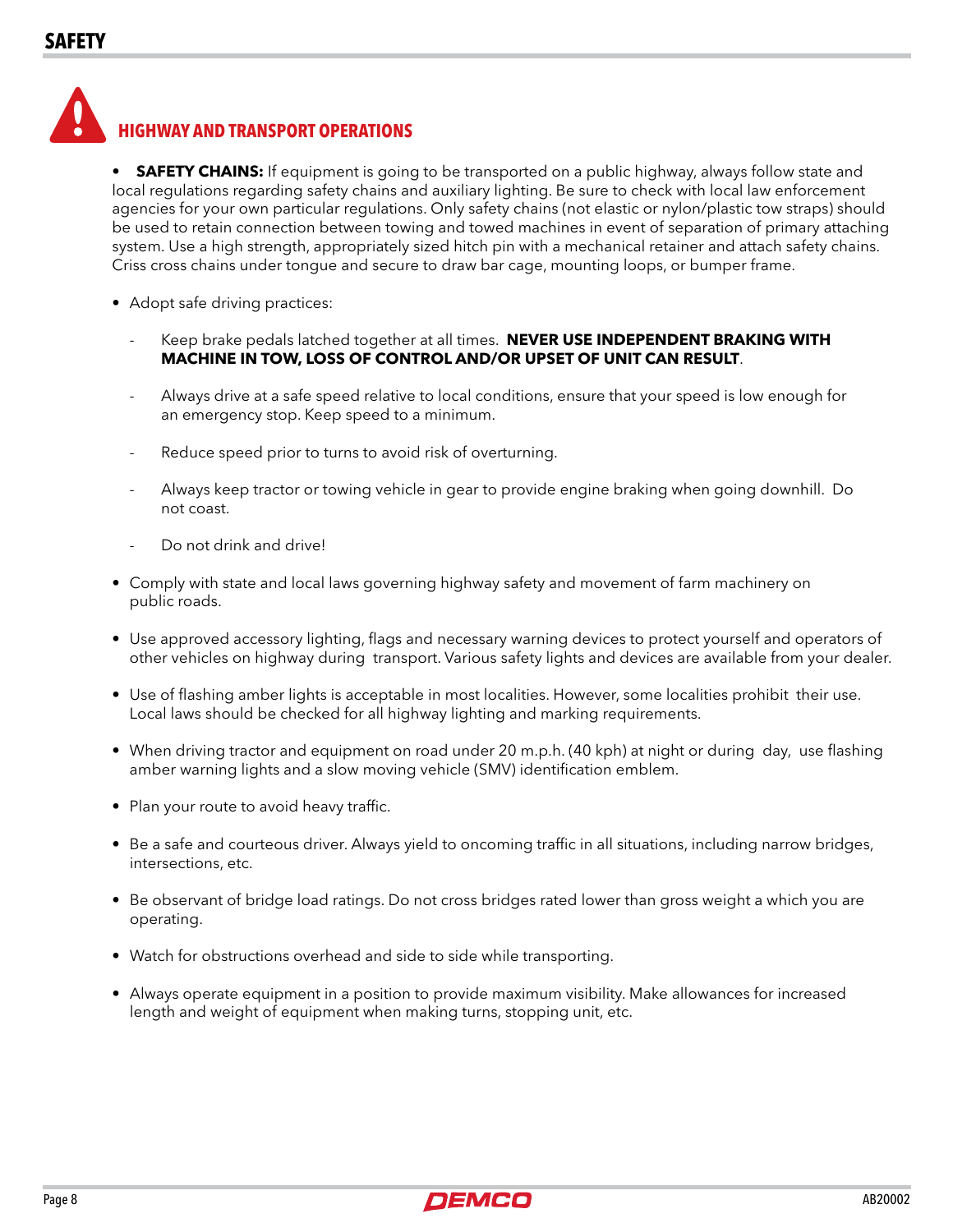# SAFETY

## HIGHWAY AND TRANSPORT OPERATIONS

- **SAFETY CHAINS:** If equipment is going to be transported on a public highway, always follow state and local regulations regarding safety chains and auxiliary lighting. Be sure to check with local law enforcement agencies for your own particular regulations. Only safety chains (not elastic or nylon/plastic tow straps) should be used to retain connection between towing and towed machines in event of separation of primary attaching system. Use a high strength, appropriately sized hitch pin with a mechanical retainer and attach safety chains. Criss cross chains under tongue and secure to draw bar cage, mounting loops, or bumper frame.

- Adopt safe driving practices:

  - Keep brake pedals latched together at all times. **NEVER USE INDEPENDENT BRAKING WITH MACHINE IN TOW, LOSS OF CONTROL AND/OR UPSET OF UNIT CAN RESULT**.

  - Always drive at a safe speed relative to local conditions, ensure that your speed is low enough for an emergency stop. Keep speed to a minimum.

  - Reduce speed prior to turns to avoid risk of overturning.

  - Always keep tractor or towing vehicle in gear to provide engine braking when going downhill. Do not coast.

  - Do not drink and drive!

- Comply with state and local laws governing highway safety and movement of farm machinery on public roads.

- Use approved accessory lighting, flags and necessary warning devices to protect yourself and operators of other vehicles on highway during transport. Various safety lights and devices are available from your dealer.

- Use of flashing amber lights is acceptable in most localities. However, some localities prohibit their use. Local laws should be checked for all highway lighting and marking requirements.

- When driving tractor and equipment on road under 20 m.p.h. (40 kph) at night or during day, use flashing amber warning lights and a slow moving vehicle (SMV) identification emblem.

- Plan your route to avoid heavy traffic.

- Be a safe and courteous driver. Always yield to oncoming traffic in all situations, including narrow bridges, intersections, etc.

- Be observant of bridge load ratings. Do not cross bridges rated lower than gross weight a which you are operating.

- Watch for obstructions overhead and side to side while transporting.

- Always operate equipment in a position to provide maximum visibility. Make allowances for increased length and weight of equipment when making turns, stopping unit, etc.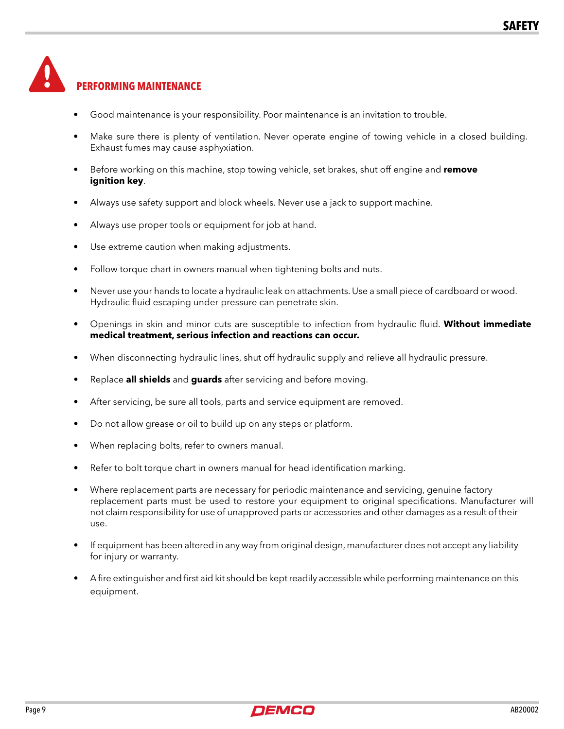## PERFORMING MAINTENANCE

- Good maintenance is your responsibility. Poor maintenance is an invitation to trouble.
- Make sure there is plenty of ventilation. Never operate engine of towing vehicle in a closed building. Exhaust fumes may cause asphyxiation.
- Before working on this machine, stop towing vehicle, set brakes, shut off engine and **remove ignition key**.
- Always use safety support and block wheels. Never use a jack to support machine.
- Always use proper tools or equipment for job at hand.
- Use extreme caution when making adjustments.
- Follow torque chart in owners manual when tightening bolts and nuts.
- Never use your hands to locate a hydraulic leak on attachments. Use a small piece of cardboard or wood. Hydraulic fluid escaping under pressure can penetrate skin.
- Openings in skin and minor cuts are susceptible to infection from hydraulic fluid. **Without immediate medical treatment, serious infection and reactions can occur.**
- When disconnecting hydraulic lines, shut off hydraulic supply and relieve all hydraulic pressure.
- Replace **all shields** and **guards** after servicing and before moving.
- After servicing, be sure all tools, parts and service equipment are removed.
- Do not allow grease or oil to build up on any steps or platform.
- When replacing bolts, refer to owners manual.
- Refer to bolt torque chart in owners manual for head identification marking.
- Where replacement parts are necessary for periodic maintenance and servicing, genuine factory replacement parts must be used to restore your equipment to original specifications. Manufacturer will not claim responsibility for use of unapproved parts or accessories and other damages as a result of their use.
- If equipment has been altered in any way from original design, manufacturer does not accept any liability for injury or warranty.
- A fire extinguisher and first aid kit should be kept readily accessible while performing maintenance on this equipment.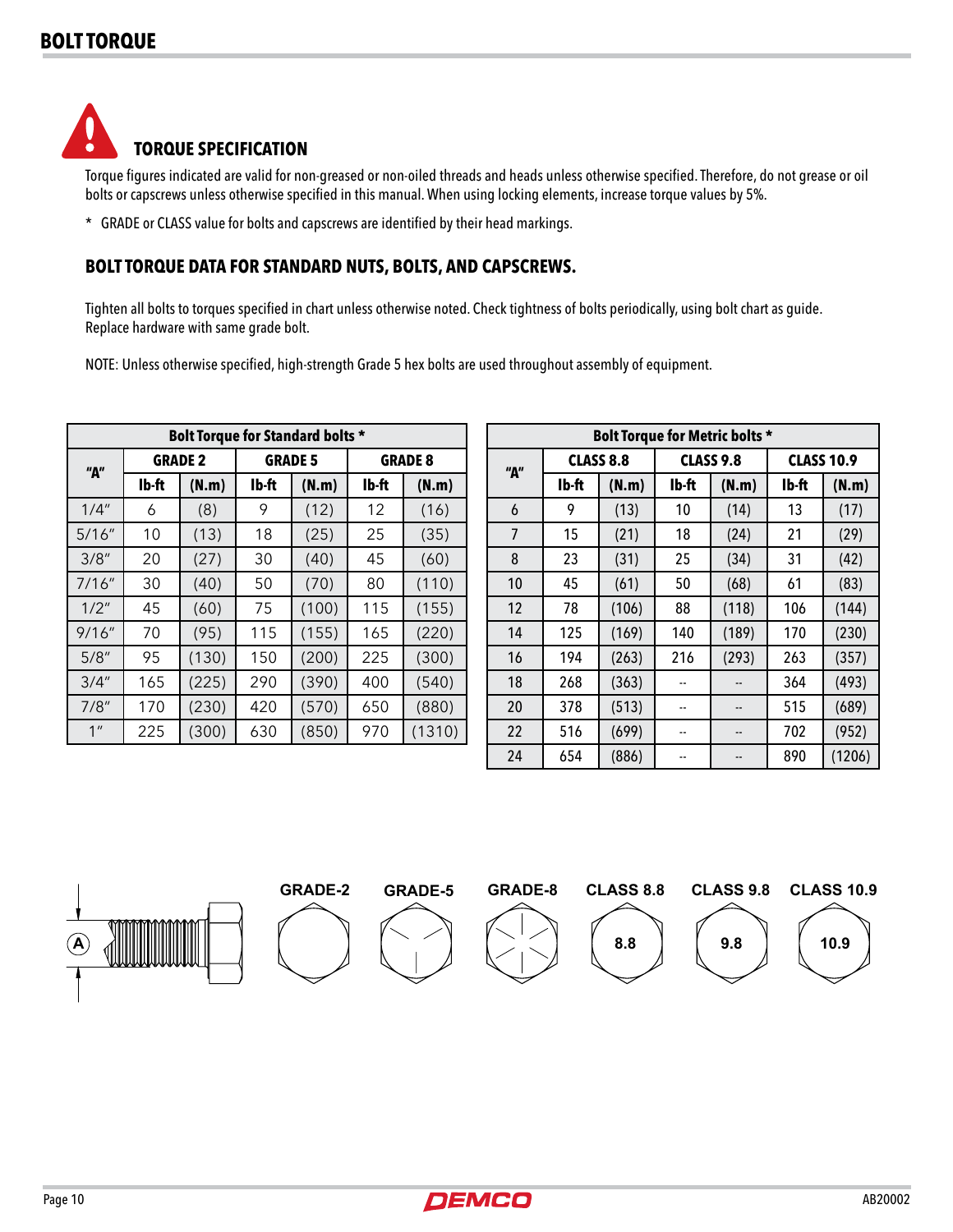# BOLT TORQUE

## TORQUE SPECIFICATION

Torque figures indicated are valid for non-greased or non-oiled threads and heads unless otherwise specified. Therefore, do not grease or oil bolts or capscrews unless otherwise specified in this manual. When using locking elements, increase torque values by 5%.

\* GRADE or CLASS value for bolts and capscrews are identified by their head markings.

## BOLT TORQUE DATA FOR STANDARD NUTS, BOLTS, AND CAPSCREWS.

Tighten all bolts to torques specified in chart unless otherwise noted. Check tightness of bolts periodically, using bolt chart as guide. Replace hardware with same grade bolt.

NOTE: Unless otherwise specified, high-strength Grade 5 hex bolts are used throughout assembly of equipment.

| Bolt Torque for Standard bolts * | | | | | | |
|---|---|---|---|---|---|---|
| "A" | GRADE 2 | | GRADE 5 | | GRADE 8 | |
| | lb-ft | (N.m) | lb-ft | (N.m) | lb-ft | (N.m) |
| 1/4" | 6 | (8) | 9 | (12) | 12 | (16) |
| 5/16" | 10 | (13) | 18 | (25) | 25 | (35) |
| 3/8" | 20 | (27) | 30 | (40) | 45 | (60) |
| 7/16" | 30 | (40) | 50 | (70) | 80 | (110) |
| 1/2" | 45 | (60) | 75 | (100) | 115 | (155) |
| 9/16" | 70 | (95) | 115 | (155) | 165 | (220) |
| 5/8" | 95 | (130) | 150 | (200) | 225 | (300) |
| 3/4" | 165 | (225) | 290 | (390) | 400 | (540) |
| 7/8" | 170 | (230) | 420 | (570) | 650 | (880) |
| 1" | 225 | (300) | 630 | (850) | 970 | (1310) |

| Bolt Torque for Metric bolts * | | | | | | |
|---|---|---|---|---|---|---|
| "A" | CLASS 8.8 | | CLASS 9.8 | | CLASS 10.9 | |
| | lb-ft | (N.m) | lb-ft | (N.m) | lb-ft | (N.m) |
| 6 | 9 | (13) | 10 | (14) | 13 | (17) |
| 7 | 15 | (21) | 18 | (24) | 21 | (29) |
| 8 | 23 | (31) | 25 | (34) | 31 | (42) |
| 10 | 45 | (61) | 50 | (68) | 61 | (83) |
| 12 | 78 | (106) | 88 | (118) | 106 | (144) |
| 14 | 125 | (169) | 140 | (189) | 170 | (230) |
| 16 | 194 | (263) | 216 | (293) | 263 | (357) |
| 18 | 268 | (363) | -- | -- | 364 | (493) |
| 20 | 378 | (513) | -- | -- | 515 | (689) |
| 22 | 516 | (699) | -- | -- | 702 | (952) |
| 24 | 654 | (886) | -- | -- | 890 | (1206) |

A

GRADE-2 GRADE-5 GRADE-8 CLASS 8.8 CLASS 9.8 CLASS 10.9

8.8 9.8 10.9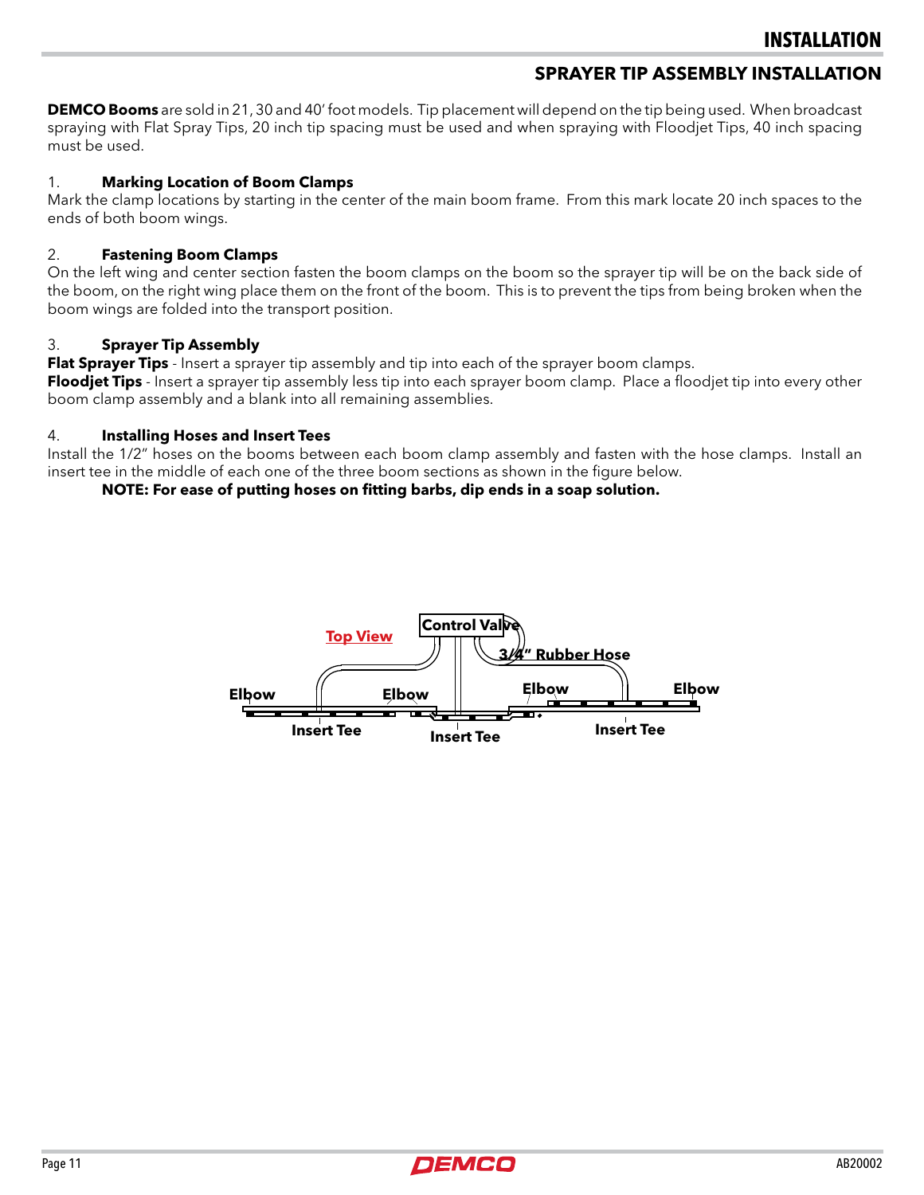# INSTALLATION

## SPRAYER TIP ASSEMBLY INSTALLATION

**DEMCO Booms** are sold in 21, 30 and 40' foot models. Tip placement will depend on the tip being used. When broadcast spraying with Flat Spray Tips, 20 inch tip spacing must be used and when spraying with Floodjet Tips, 40 inch spacing must be used.

1. **Marking Location of Boom Clamps**
Mark the clamp locations by starting in the center of the main boom frame. From this mark locate 20 inch spaces to the ends of both boom wings.

2. **Fastening Boom Clamps**
On the left wing and center section fasten the boom clamps on the boom so the sprayer tip will be on the back side of the boom, on the right wing place them on the front of the boom. This is to prevent the tips from being broken when the boom wings are folded into the transport position.

3. **Sprayer Tip Assembly**
**Flat Sprayer Tips** - Insert a sprayer tip assembly and tip into each of the sprayer boom clamps.
**Floodjet Tips** - Insert a sprayer tip assembly less tip into each sprayer boom clamp. Place a floodjet tip into every other boom clamp assembly and a blank into all remaining assemblies.

4. **Installing Hoses and Insert Tees**
Install the 1/2" hoses on the booms between each boom clamp assembly and fasten with the hose clamps. Install an insert tee in the middle of each one of the three boom sections as shown in the figure below.
**NOTE: For ease of putting hoses on fitting barbs, dip ends in a soap solution.**

Top View

Control Valve

3/4" Rubber Hose

Elbow, Elbow, Elbow, Elbow

Insert Tee, Insert Tee, Insert Tee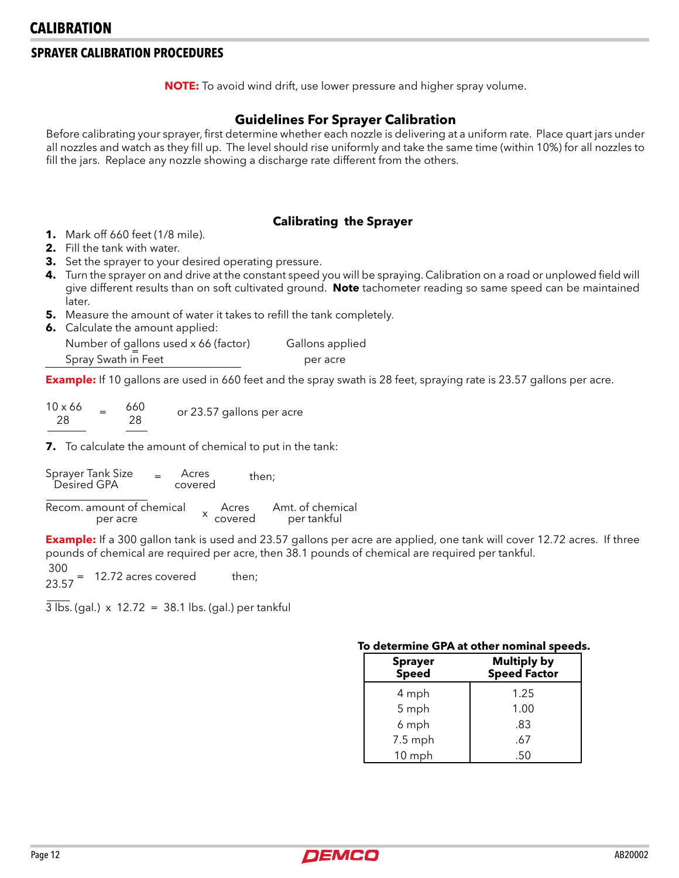# CALIBRATION

## SPRAYER CALIBRATION PROCEDURES

**NOTE:** To avoid wind drift, use lower pressure and higher spray volume.

### Guidelines For Sprayer Calibration

Before calibrating your sprayer, first determine whether each nozzle is delivering at a uniform rate. Place quart jars under all nozzles and watch as they fill up. The level should rise uniformly and take the same time (within 10%) for all nozzles to fill the jars. Replace any nozzle showing a discharge rate different from the others.

### Calibrating the Sprayer

1. Mark off 660 feet (1/8 mile).
2. Fill the tank with water.
3. Set the sprayer to your desired operating pressure.
4. Turn the sprayer on and drive at the constant speed you will be spraying. Calibration on a road or unplowed field will give different results than on soft cultivated ground. **Note** tachometer reading so same speed can be maintained later.
5. Measure the amount of water it takes to refill the tank completely.
6. Calculate the amount applied:

$$\frac{\text{Number of gallons used} \times 66 \text{ (factor)}}{\text{Spray Swath in Feet}} = \text{Gallons applied per acre}$$

**Example:** If 10 gallons are used in 660 feet and the spray swath is 28 feet, spraying rate is 23.57 gallons per acre.

$$\frac{10 \times 66}{28} = \frac{660}{28} \text{ or 23.57 gallons per acre}$$

7. To calculate the amount of chemical to put in the tank:

$$\frac{\text{Sprayer Tank Size}}{\text{Desired GPA}} = \text{Acres covered} \quad \text{then;}$$

$$\text{Recom. amount of chemical per acre} \times \text{Acres covered} = \text{Amt. of chemical per tankful}$$

**Example:** If a 300 gallon tank is used and 23.57 gallons per acre are applied, one tank will cover 12.72 acres. If three pounds of chemical are required per acre, then 38.1 pounds of chemical are required per tankful.

$$\frac{300}{23.57} = 12.72 \text{ acres covered} \quad \text{then;}$$

3 lbs. (gal.) x 12.72 = 38.1 lbs. (gal.) per tankful

**To determine GPA at other nominal speeds.**

| Sprayer Speed | Multiply by Speed Factor |
|---|---|
| 4 mph | 1.25 |
| 5 mph | 1.00 |
| 6 mph | .83 |
| 7.5 mph | .67 |
| 10 mph | .50 |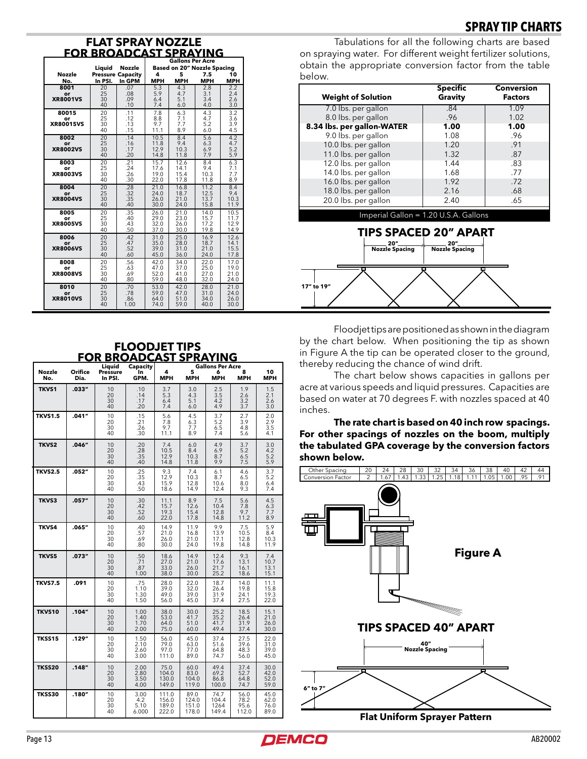## SPRAY TIP CHARTS

### FLAT SPRAY NOZZLE FOR BROADCAST SPRAYING

| Nozzle No. | Liquid Pressure In PSI. | Nozzle Capacity In GPM | Gallons Per Acre Based on 20" Nozzle Spacing 4 MPH | 5 MPH | 7.5 MPH | 10 MPH |
|---|---|---|---|---|---|---|
| 8001 or XR8001VS | 20 | .07 | 5.3 | 4.3 | 2.8 | 2.2 |
| | 25 | .08 | 5.9 | 4.7 | 3.1 | 2.4 |
| | 30 | .09 | 6.4 | 5.1 | 3.4 | 2.6 |
| | 40 | .10 | 7.4 | 6.0 | 4.0 | 3.0 |
| 80015 or XR80015VS | 20 | .11 | 7.8 | 6.3 | 4.3 | 3.2 |
| | 25 | .12 | 8.8 | 7.1 | 4.7 | 3.6 |
| | 30 | .13 | 9.7 | 7.7 | 5.2 | 3.9 |
| | 40 | .15 | 11.1 | 8.9 | 6.0 | 4.5 |
| 8002 or XR8002VS | 20 | .14 | 10.5 | 8.4 | 5.6 | 4.2 |
| | 25 | .16 | 11.8 | 9.4 | 6.3 | 4.7 |
| | 30 | .17 | 12.9 | 10.3 | 6.9 | 5.2 |
| | 40 | .20 | 14.8 | 11.8 | 7.9 | 5.9 |
| 8003 or XR8003VS | 20 | .21 | 15.7 | 12.6 | 8.4 | 6.3 |
| | 25 | .24 | 17.6 | 14.1 | 9.4 | 7.1 |
| | 30 | .26 | 19.0 | 15.4 | 10.3 | 7.7 |
| | 40 | .30 | 22.0 | 17.8 | 11.8 | 8.9 |
| 8004 or XR8004VS | 20 | .28 | 21.0 | 16.8 | 11.2 | 8.4 |
| | 25 | .32 | 24.0 | 18.7 | 12.5 | 9.4 |
| | 30 | .35 | 26.0 | 21.0 | 13.7 | 10.3 |
| | 40 | .40 | 30.0 | 24.0 | 15.8 | 11.9 |
| 8005 or XR8005VS | 20 | .35 | 26.0 | 21.0 | 14.0 | 10.5 |
| | 25 | .40 | 29.0 | 23.0 | 15.7 | 11.7 |
| | 30 | .43 | 32.0 | 26.0 | 17.2 | 12.9 |
| | 40 | .50 | 37.0 | 30.0 | 19.8 | 14.9 |
| 8006 or XR8006VS | 20 | .42 | 31.0 | 25.0 | 16.9 | 12.6 |
| | 25 | .47 | 35.0 | 28.0 | 18.7 | 14.1 |
| | 30 | .52 | 39.0 | 31.0 | 21.0 | 15.5 |
| | 40 | .60 | 45.0 | 36.0 | 24.0 | 17.8 |
| 8008 or XR8008VS | 20 | .56 | 42.0 | 34.0 | 22.0 | 17.0 |
| | 25 | .63 | 47.0 | 37.0 | 25.0 | 19.0 |
| | 30 | .69 | 52.0 | 41.0 | 27.0 | 21.0 |
| | 40 | .80 | 59.0 | 48.0 | 32.0 | 24.0 |
| 8010 or XR8010VS | 20 | .70 | 53.0 | 42.0 | 28.0 | 21.0 |
| | 25 | .78 | 59.0 | 47.0 | 31.0 | 24.0 |
| | 30 | .86 | 64.0 | 51.0 | 34.0 | 26.0 |
| | 40 | 1.00 | 74.0 | 59.0 | 40.0 | 30.0 |

Tabulations for all the following charts are based on spraying water. For different weight fertilizer solutions, obtain the appropriate conversion factor from the table below.

| Weight of Solution | Specific Gravity | Conversion Factors |
|---|---|---|
| 7.0 lbs. per gallon | .84 | 1.09 |
| 8.0 lbs. per gallon | .96 | 1.02 |
| **8.34 lbs. per gallon-WATER** | **1.00** | **1.00** |
| 9.0 lbs. per gallon | 1.08 | .96 |
| 10.0 lbs. per gallon | 1.20 | .91 |
| 11.0 lbs. per gallon | 1.32 | .87 |
| 12.0 lbs. per gallon | 1.44 | .83 |
| 14.0 lbs. per gallon | 1.68 | .77 |
| 16.0 lbs. per gallon | 1.92 | .72 |
| 18.0 lbs. per gallon | 2.16 | .68 |
| 20.0 lbs. per gallon | 2.40 | .65 |

Imperial Gallon = 1.20 U.S.A. Gallons

### TIPS SPACED 20" APART

20" Nozzle Spacing — 20" Nozzle Spacing

17" to 19"

### FLOODJET TIPS FOR BROADCAST SPRAYING

| Nozzle No. | Orifice Dia. | Liquid Pressure In PSI. | Capacity In GPM. | Gallons Per Acre 4 MPH | 5 MPH | 6 MPH | 8 MPH | 10 MPH |
|---|---|---|---|---|---|---|---|---|
| TKVS1 | .033" | 10 | .10 | 3.7 | 3.0 | 2.5 | 1.9 | 1.5 |
| | | 20 | .14 | 5.3 | 4.3 | 3.5 | 2.6 | 2.1 |
| | | 30 | .17 | 6.4 | 5.1 | 4.2 | 3.2 | 2.6 |
| | | 40 | .20 | 7.4 | 6.0 | 4.9 | 3.7 | 3.0 |
| TKVS1.5 | .041" | 10 | .15 | 5.6 | 4.5 | 3.7 | 2.7 | 2.0 |
| | | 20 | .21 | 7.8 | 6.3 | 5.2 | 3.9 | 2.9 |
| | | 30 | .26 | 9.7 | 7.7 | 6.5 | 4.8 | 3.5 |
| | | 40 | .30 | 11.1 | 8.9 | 7.4 | 5.6 | 4.1 |
| TKVS2 | .046" | 10 | .20 | 7.4 | 6.0 | 4.9 | 3.7 | 3.0 |
| | | 20 | .28 | 10.5 | 8.4 | 6.9 | 5.2 | 4.2 |
| | | 30 | .35 | 12.9 | 10.3 | 8.7 | 6.5 | 5.2 |
| | | 40 | .40 | 14.8 | 11.8 | 9.9 | 7.5 | 5.9 |
| TKVS2.5 | .052" | 10 | .25 | 9.3 | 7.4 | 6.1 | 4.6 | 3.7 |
| | | 20 | .35 | 12.9 | 10.3 | 8.7 | 6.5 | 5.2 |
| | | 30 | .43 | 15.9 | 12.8 | 10.6 | 8.0 | 6.4 |
| | | 40 | .50 | 18.6 | 14.9 | 12.4 | 9.3 | 7.4 |
| TKVS3 | .057" | 10 | .30 | 11.1 | 8.9 | 7.5 | 5.6 | 4.5 |
| | | 20 | .42 | 15.7 | 12.6 | 10.4 | 7.8 | 6.3 |
| | | 30 | .52 | 19.3 | 15.4 | 12.8 | 9.7 | 7.7 |
| | | 40 | .60 | 22.0 | 17.8 | 14.8 | 11.2 | 8.9 |
| TKVS4 | .065" | 10 | .40 | 14.9 | 11.9 | 9.9 | 7.5 | 5.9 |
| | | 20 | .57 | 21.0 | 16.8 | 13.9 | 10.5 | 8.4 |
| | | 30 | .69 | 26.0 | 21.0 | 17.1 | 12.8 | 10.3 |
| | | 40 | .80 | 30.0 | 24.0 | 19.8 | 14.8 | 11.9 |
| TKVS5 | .073" | 10 | .50 | 18.6 | 14.9 | 12.4 | 9.3 | 7.4 |
| | | 20 | .71 | 27.0 | 21.0 | 17.6 | 13.1 | 10.7 |
| | | 30 | .87 | 33.0 | 26.0 | 21.7 | 16.1 | 13.1 |
| | | 40 | 1.00 | 38.0 | 30.0 | 25.2 | 18.6 | 15.1 |
| TKVS7.5 | .091 | 10 | .75 | 28.0 | 22.0 | 18.7 | 14.0 | 11.1 |
| | | 20 | 1.10 | 39.0 | 32.0 | 26.4 | 19.8 | 15.8 |
| | | 30 | 1.30 | 49.0 | 39.0 | 31.9 | 24.1 | 19.3 |
| | | 40 | 1.50 | 56.0 | 45.0 | 37.4 | 27.5 | 22.0 |
| TKVS10 | .104" | 10 | 1.00 | 38.0 | 30.0 | 25.2 | 18.5 | 15.1 |
| | | 20 | 1.40 | 53.0 | 41.7 | 35.2 | 26.4 | 21.0 |
| | | 30 | 1.70 | 64.0 | 51.0 | 41.7 | 31.9 | 26.0 |
| | | 40 | 2.00 | 75.0 | 60.0 | 49.4 | 37.4 | 30.0 |
| TKSS15 | .129" | 10 | 1.50 | 56.0 | 45.0 | 37.4 | 27.5 | 22.0 |
| | | 20 | 2.10 | 79.0 | 63.0 | 51.6 | 39.6 | 31.0 |
| | | 30 | 2.60 | 97.0 | 77.0 | 64.8 | 48.3 | 39.0 |
| | | 40 | 3.00 | 111.0 | 89.0 | 74.7 | 56.0 | 45.0 |
| TKSS20 | .148" | 10 | 2.00 | 75.0 | 60.0 | 49.4 | 37.4 | 30.0 |
| | | 20 | 2.80 | 104.0 | 83.0 | 69.2 | 52.7 | 42.0 |
| | | 30 | 3.50 | 130.0 | 104.0 | 86.8 | 64.8 | 52.0 |
| | | 40 | 4.00 | 149.0 | 119.0 | 100.0 | 74.7 | 59.0 |
| TKSS30 | .180" | 10 | 3.00 | 111.0 | 89.0 | 74.7 | 56.0 | 45.0 |
| | | 20 | 4.2 | 156.0 | 124.0 | 104.4 | 78.2 | 62.0 |
| | | 30 | 5.10 | 189.0 | 151.0 | 1264 | 95.6 | 76.0 |
| | | 40 | 6.000 | 222.0 | 178.0 | 149.4 | 112.0 | 89.0 |

Floodjet tips are positioned as shown in the diagram by the chart below. When positioning the tip as shown in Figure A the tip can be operated closer to the ground, thereby reducing the chance of wind drift.

The chart below shows capacities in gallons per acre at various speeds and liquid pressures. Capacities are based on water at 70 degrees F. with nozzles spaced at 40 inches.

**The rate chart is based on 40 inch row spacings. For other spacings of nozzles on the boom, multiply the tabulated GPA coverage by the conversion factors shown below.**

| Other Spacing | 20 | 24 | 28 | 30 | 32 | 34 | 36 | 38 | 40 | 42 | 44 |
|---|---|---|---|---|---|---|---|---|---|---|---|
| Conversion Factor | 2 | 1.67 | 1.43 | 1.33 | 1.25 | 1.18 | 1.11 | 1.05 | 1.00 | .95 | .91 |

**Figure A**

### TIPS SPACED 40" APART

40" Nozzle Spacing

6" to 7"

**Flat Uniform Sprayer Pattern**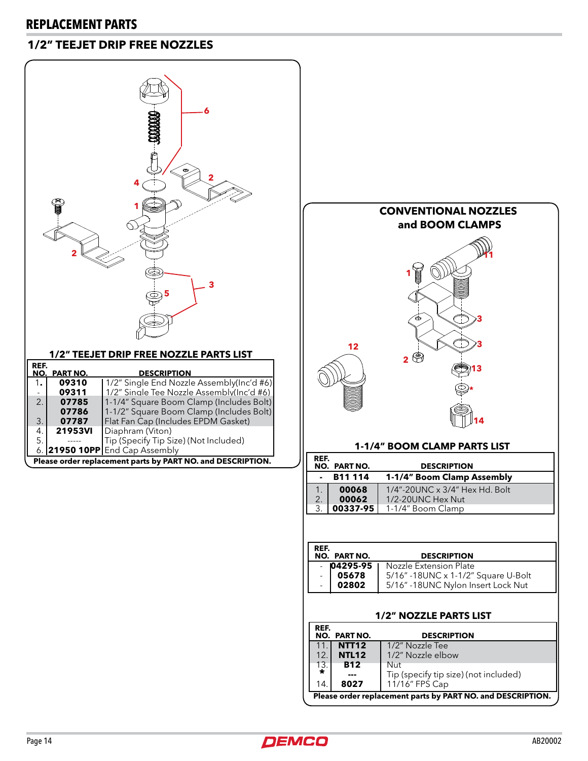# REPLACEMENT PARTS

## 1/2" TEEJET DRIP FREE NOZZLES

### 1/2" TEEJET DRIP FREE NOZZLE PARTS LIST

| REF. NO. | PART NO. | DESCRIPTION |
|---|---|---|
| 1. | **09310** | 1/2" Single End Nozzle Assembly(Inc'd #6) |
| - | **09311** | 1/2" Single Tee Nozzle Assembly(Inc'd #6) |
| 2. | **07785** | 1-1/4" Square Boom Clamp (Includes Bolt) |
|  | **07786** | 1-1/2" Square Boom Clamp (Includes Bolt) |
| 3. | **07787** | Flat Fan Cap (Includes EPDM Gasket) |
| 4. | **21953VI** | Diaphram (Viton) |
| 5. | ----- | Tip (Specify Tip Size) (Not Included) |
| 6. | **21950 10PP** | End Cap Assembly |

**Please order replacement parts by PART NO. and DESCRIPTION.**

## CONVENTIONAL NOZZLES and BOOM CLAMPS

### 1-1/4" BOOM CLAMP PARTS LIST

| REF. NO. | PART NO. | DESCRIPTION |
|---|---|---|
| - | **B11 114** | **1-1/4" Boom Clamp Assembly** |
| 1. | **00068** | 1/4"-20UNC x 3/4" Hex Hd. Bolt |
| 2. | **00062** | 1/2-20UNC Hex Nut |
| 3. | **00337-95** | 1-1/4" Boom Clamp |

| REF. NO. | PART NO. | DESCRIPTION |
|---|---|---|
| - | **04295-95** | Nozzle Extension Plate |
| - | **05678** | 5/16" -18UNC x 1-1/2" Square U-Bolt |
| - | **02802** | 5/16" -18UNC Nylon Insert Lock Nut |

### 1/2" NOZZLE PARTS LIST

| REF. NO. | PART NO. | DESCRIPTION |
|---|---|---|
| 11. | **NTT12** | 1/2" Nozzle Tee |
| 12. | **NTL12** | 1/2" Nozzle elbow |
| 13. | **B12** | Nut |
| * | --- | Tip (specify tip size) (not included) |
| 14. | **8027** | 11/16" FPS Cap |

**Please order replacement parts by PART NO. and DESCRIPTION.**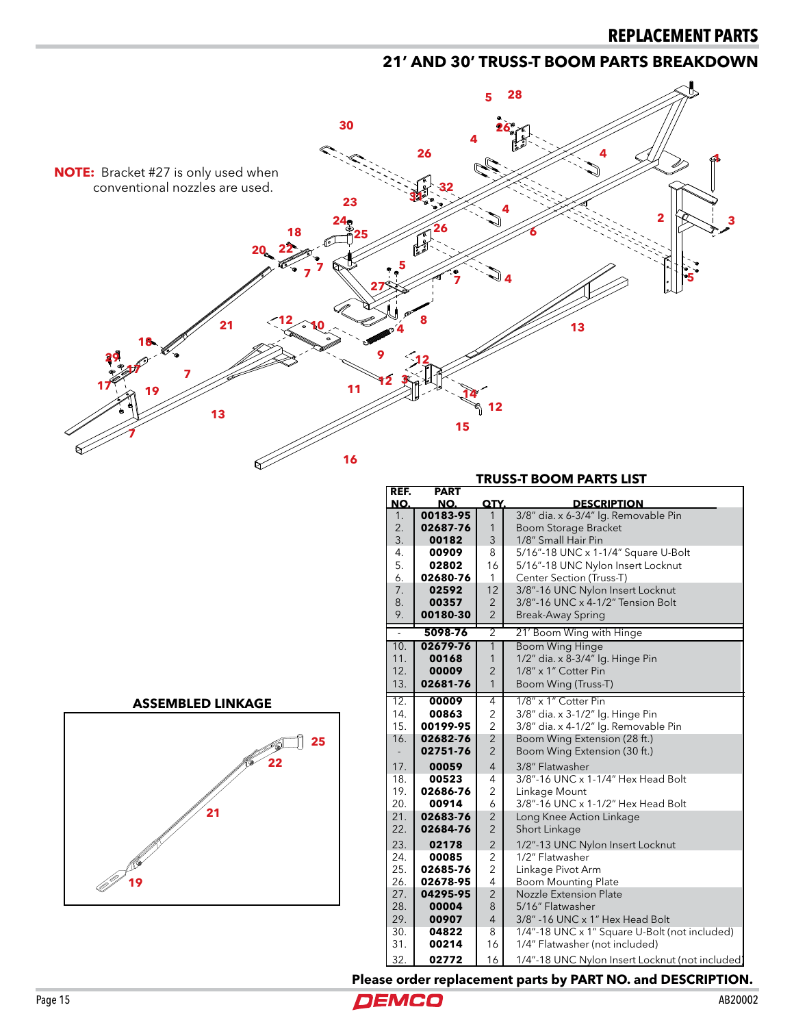## REPLACEMENT PARTS

### 21' AND 30' TRUSS-T BOOM PARTS BREAKDOWN

**NOTE:** Bracket #27 is only used when conventional nozzles are used.

**ASSEMBLED LINKAGE**

**TRUSS-T BOOM PARTS LIST**

| REF. NO. | PART NO. | QTY. | DESCRIPTION |
|---|---|---|---|
| 1. | 00183-95 | 1 | 3/8" dia. x 6-3/4" lg. Removable Pin |
| 2. | 02687-76 | 1 | Boom Storage Bracket |
| 3. | 00182 | 3 | 1/8" Small Hair Pin |
| 4. | 00909 | 8 | 5/16"-18 UNC x 1-1/4" Square U-Bolt |
| 5. | 02802 | 16 | 5/16"-18 UNC Nylon Insert Locknut |
| 6. | 02680-76 | 1 | Center Section (Truss-T) |
| 7. | 02592 | 12 | 3/8"-16 UNC Nylon Insert Locknut |
| 8. | 00357 | 2 | 3/8"-16 UNC x 4-1/2" Tension Bolt |
| 9. | 00180-30 | 2 | Break-Away Spring |
| - | 5098-76 | 2 | 21' Boom Wing with Hinge |
| 10. | 02679-76 | 1 | Boom Wing Hinge |
| 11. | 00168 | 1 | 1/2" dia. x 8-3/4" lg. Hinge Pin |
| 12. | 00009 | 2 | 1/8" x 1" Cotter Pin |
| 13. | 02681-76 | 1 | Boom Wing (Truss-T) |
| 12. | 00009 | 4 | 1/8" x 1" Cotter Pin |
| 14. | 00863 | 2 | 3/8" dia. x 3-1/2" lg. Hinge Pin |
| 15. | 00199-95 | 2 | 3/8" dia. x 4-1/2" lg. Removable Pin |
| 16. | 02682-76 | 2 | Boom Wing Extension (28 ft.) |
| - | 02751-76 | 2 | Boom Wing Extension (30 ft.) |
| 17. | 00059 | 4 | 3/8" Flatwasher |
| 18. | 00523 | 4 | 3/8"-16 UNC x 1-1/4" Hex Head Bolt |
| 19. | 02686-76 | 2 | Linkage Mount |
| 20. | 00914 | 6 | 3/8"-16 UNC x 1-1/2" Hex Head Bolt |
| 21. | 02683-76 | 2 | Long Knee Action Linkage |
| 22. | 02684-76 | 2 | Short Linkage |
| 23. | 02178 | 2 | 1/2"-13 UNC Nylon Insert Locknut |
| 24. | 00085 | 2 | 1/2" Flatwasher |
| 25. | 02685-76 | 2 | Linkage Pivot Arm |
| 26. | 02678-95 | 4 | Boom Mounting Plate |
| 27. | 04295-95 | 2 | Nozzle Extension Plate |
| 28. | 00004 | 8 | 5/16" Flatwasher |
| 29. | 00907 | 4 | 3/8" -16 UNC x 1" Hex Head Bolt |
| 30. | 04822 | 8 | 1/4"-18 UNC x 1" Square U-Bolt (not included) |
| 31. | 00214 | 16 | 1/4" Flatwasher (not included) |
| 32. | 02772 | 16 | 1/4"-18 UNC Nylon Insert Locknut (not included) |

**Please order replacement parts by PART NO. and DESCRIPTION.**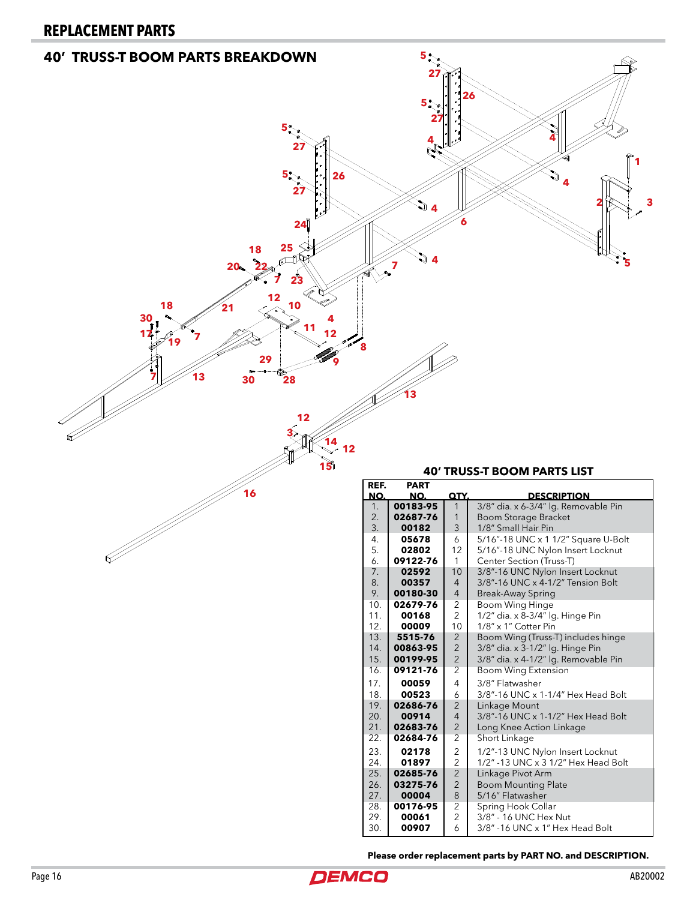# REPLACEMENT PARTS

## 40' TRUSS-T BOOM PARTS BREAKDOWN

### 40' TRUSS-T BOOM PARTS LIST

| REF. NO. | PART NO. | QTY. | DESCRIPTION |
|---|---|---|---|
| 1. | **00183-95** | 1 | 3/8" dia. x 6-3/4" lg. Removable Pin |
| 2. | **02687-76** | 1 | Boom Storage Bracket |
| 3. | **00182** | 3 | 1/8" Small Hair Pin |
| 4. | **05678** | 6 | 5/16"-18 UNC x 1 1/2" Square U-Bolt |
| 5. | **02802** | 12 | 5/16"-18 UNC Nylon Insert Locknut |
| 6. | **09122-76** | 1 | Center Section (Truss-T) |
| 7. | **02592** | 10 | 3/8"-16 UNC Nylon Insert Locknut |
| 8. | **00357** | 4 | 3/8"-16 UNC x 4-1/2" Tension Bolt |
| 9. | **00180-30** | 4 | Break-Away Spring |
| 10. | **02679-76** | 2 | Boom Wing Hinge |
| 11. | **00168** | 2 | 1/2" dia. x 8-3/4" lg. Hinge Pin |
| 12. | **00009** | 10 | 1/8" x 1" Cotter Pin |
| 13. | **5515-76** | 2 | Boom Wing (Truss-T) includes hinge |
| 14. | **00863-95** | 2 | 3/8" dia. x 3-1/2" lg. Hinge Pin |
| 15. | **00199-95** | 2 | 3/8" dia. x 4-1/2" lg. Removable Pin |
| 16. | **09121-76** | 2 | Boom Wing Extension |
| 17. | **00059** | 4 | 3/8" Flatwasher |
| 18. | **00523** | 6 | 3/8"-16 UNC x 1-1/4" Hex Head Bolt |
| 19. | **02686-76** | 2 | Linkage Mount |
| 20. | **00914** | 4 | 3/8"-16 UNC x 1-1/2" Hex Head Bolt |
| 21. | **02683-76** | 2 | Long Knee Action Linkage |
| 22. | **02684-76** | 2 | Short Linkage |
| 23. | **02178** | 2 | 1/2"-13 UNC Nylon Insert Locknut |
| 24. | **01897** | 2 | 1/2" -13 UNC x 3 1/2" Hex Head Bolt |
| 25. | **02685-76** | 2 | Linkage Pivot Arm |
| 26. | **03275-76** | 2 | Boom Mounting Plate |
| 27. | **00004** | 8 | 5/16" Flatwasher |
| 28. | **00176-95** | 2 | Spring Hook Collar |
| 29. | **00061** | 2 | 3/8" - 16 UNC Hex Nut |
| 30. | **00907** | 6 | 3/8" -16 UNC x 1" Hex Head Bolt |

**Please order replacement parts by PART NO. and DESCRIPTION.**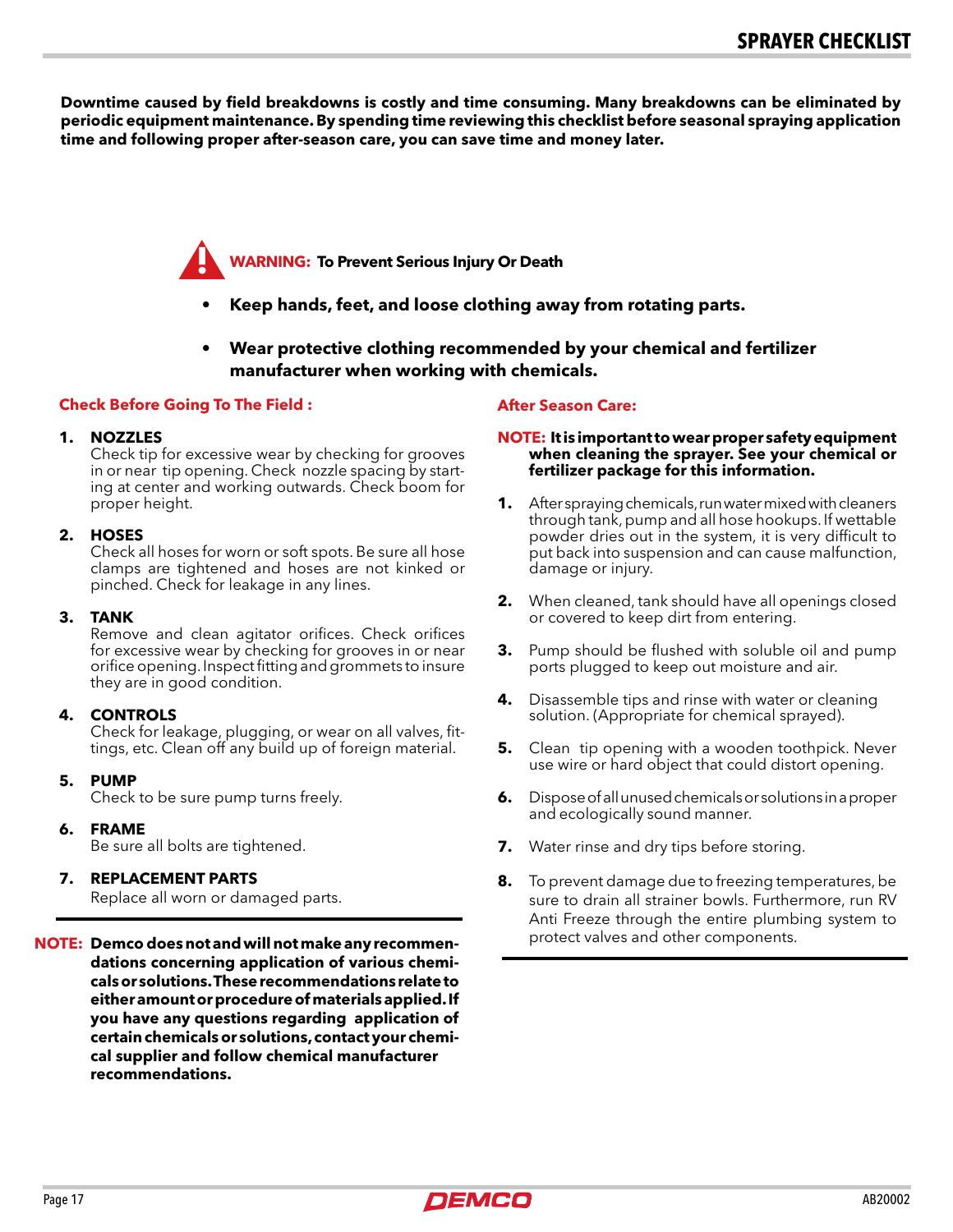# SPRAYER CHECKLIST

**Downtime caused by field breakdowns is costly and time consuming. Many breakdowns can be eliminated by periodic equipment maintenance. By spending time reviewing this checklist before seasonal spraying application time and following proper after-season care, you can save time and money later.**

**WARNING: To Prevent Serious Injury Or Death**

- **Keep hands, feet, and loose clothing away from rotating parts.**
- **Wear protective clothing recommended by your chemical and fertilizer manufacturer when working with chemicals.**

## Check Before Going To The Field :

1. **NOZZLES**
   Check tip for excessive wear by checking for grooves in or near tip opening. Check nozzle spacing by starting at center and working outwards. Check boom for proper height.

2. **HOSES**
   Check all hoses for worn or soft spots. Be sure all hose clamps are tightened and hoses are not kinked or pinched. Check for leakage in any lines.

3. **TANK**
   Remove and clean agitator orifices. Check orifices for excessive wear by checking for grooves in or near orifice opening. Inspect fitting and grommets to insure they are in good condition.

4. **CONTROLS**
   Check for leakage, plugging, or wear on all valves, fittings, etc. Clean off any build up of foreign material.

5. **PUMP**
   Check to be sure pump turns freely.

6. **FRAME**
   Be sure all bolts are tightened.

7. **REPLACEMENT PARTS**
   Replace all worn or damaged parts.

**NOTE: Demco does not and will not make any recommendations concerning application of various chemicals or solutions. These recommendations relate to either amount or procedure of materials applied. If you have any questions regarding application of certain chemicals or solutions, contact your chemical supplier and follow chemical manufacturer recommendations.**

## After Season Care:

**NOTE: It is important to wear proper safety equipment when cleaning the sprayer. See your chemical or fertilizer package for this information.**

1. After spraying chemicals, run water mixed with cleaners through tank, pump and all hose hookups. If wettable powder dries out in the system, it is very difficult to put back into suspension and can cause malfunction, damage or injury.
2. When cleaned, tank should have all openings closed or covered to keep dirt from entering.
3. Pump should be flushed with soluble oil and pump ports plugged to keep out moisture and air.
4. Disassemble tips and rinse with water or cleaning solution. (Appropriate for chemical sprayed).
5. Clean tip opening with a wooden toothpick. Never use wire or hard object that could distort opening.
6. Dispose of all unused chemicals or solutions in a proper and ecologically sound manner.
7. Water rinse and dry tips before storing.
8. To prevent damage due to freezing temperatures, be sure to drain all strainer bowls. Furthermore, run RV Anti Freeze through the entire plumbing system to protect valves and other components.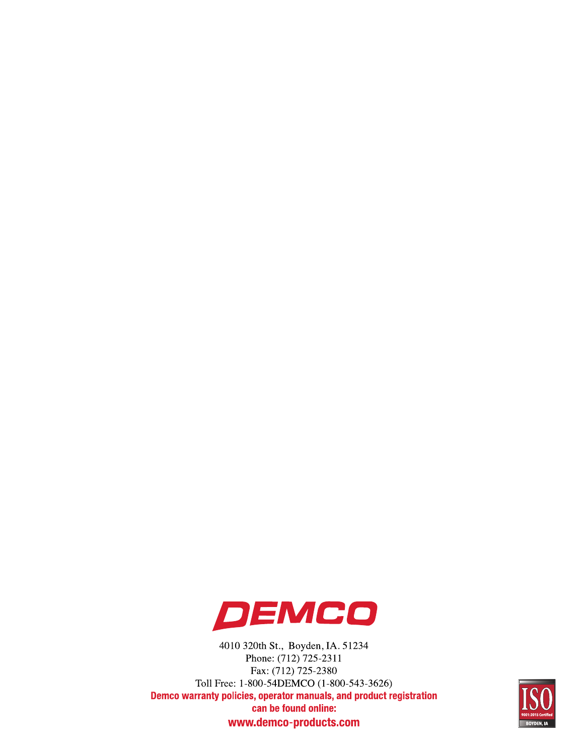DEMCO

4010 320th St., Boyden, IA. 51234
Phone: (712) 725-2311
Fax: (712) 725-2380
Toll Free: 1-800-54DEMCO (1-800-543-3626)

**Demco warranty policies, operator manuals, and product registration can be found online:**

**www.demco-products.com**

ISO 9001:2015 Certified BOYDEN, IA